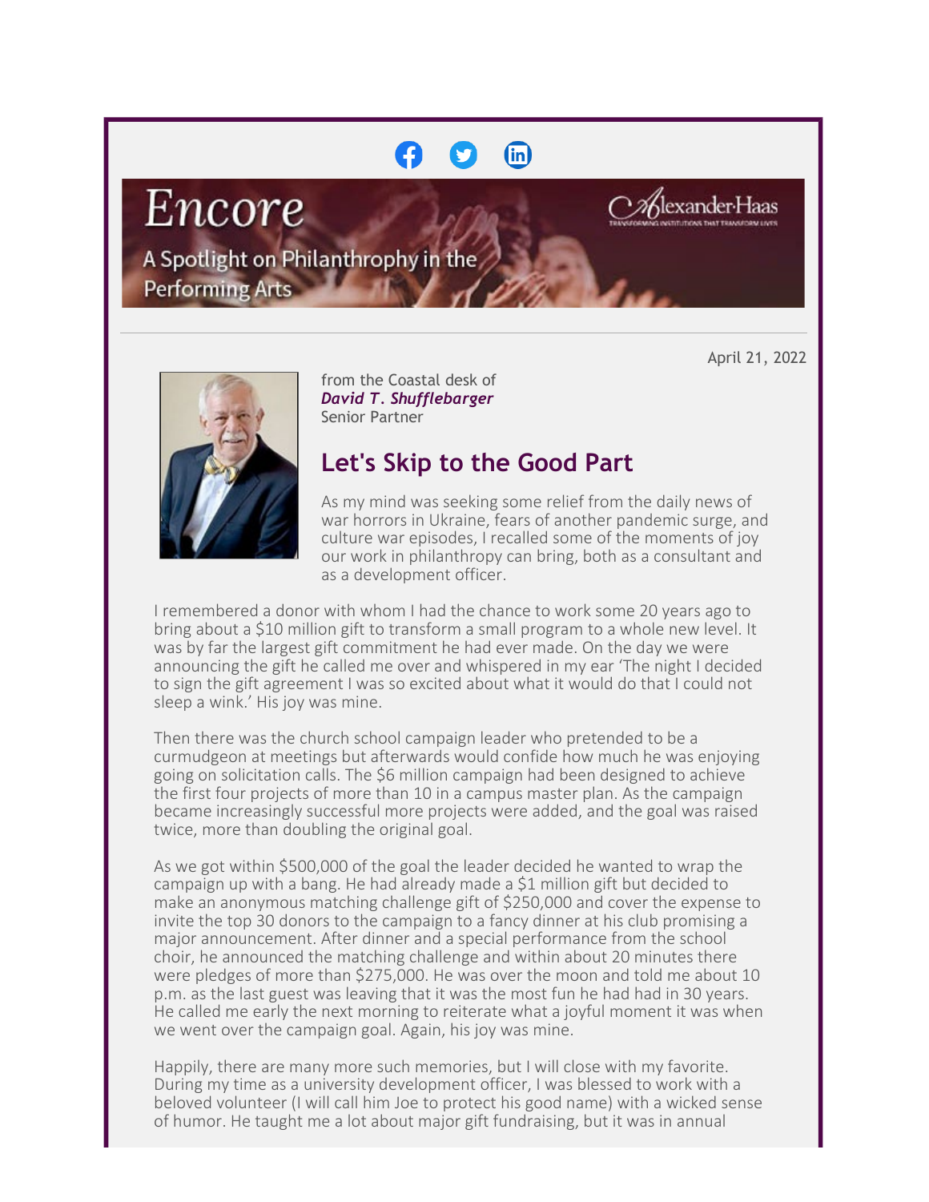# Encore

A Spotlight on Philanthropy in the Performing Arts

April 21, 2022

from the Coastal desk of
***David T. Shufflebarger***
Senior Partner

## Let's Skip to the Good Part

As my mind was seeking some relief from the daily news of war horrors in Ukraine, fears of another pandemic surge, and culture war episodes, I recalled some of the moments of joy our work in philanthropy can bring, both as a consultant and as a development officer.

I remembered a donor with whom I had the chance to work some 20 years ago to bring about a $10 million gift to transform a small program to a whole new level. It was by far the largest gift commitment he had ever made. On the day we were announcing the gift he called me over and whispered in my ear 'The night I decided to sign the gift agreement I was so excited about what it would do that I could not sleep a wink.' His joy was mine.

Then there was the church school campaign leader who pretended to be a curmudgeon at meetings but afterwards would confide how much he was enjoying going on solicitation calls. The $6 million campaign had been designed to achieve the first four projects of more than 10 in a campus master plan. As the campaign became increasingly successful more projects were added, and the goal was raised twice, more than doubling the original goal.

As we got within $500,000 of the goal the leader decided he wanted to wrap the campaign up with a bang. He had already made a $1 million gift but decided to make an anonymous matching challenge gift of $250,000 and cover the expense to invite the top 30 donors to the campaign to a fancy dinner at his club promising a major announcement. After dinner and a special performance from the school choir, he announced the matching challenge and within about 20 minutes there were pledges of more than $275,000. He was over the moon and told me about 10 p.m. as the last guest was leaving that it was the most fun he had had in 30 years. He called me early the next morning to reiterate what a joyful moment it was when we went over the campaign goal. Again, his joy was mine.

Happily, there are many more such memories, but I will close with my favorite. During my time as a university development officer, I was blessed to work with a beloved volunteer (I will call him Joe to protect his good name) with a wicked sense of humor. He taught me a lot about major gift fundraising, but it was in annual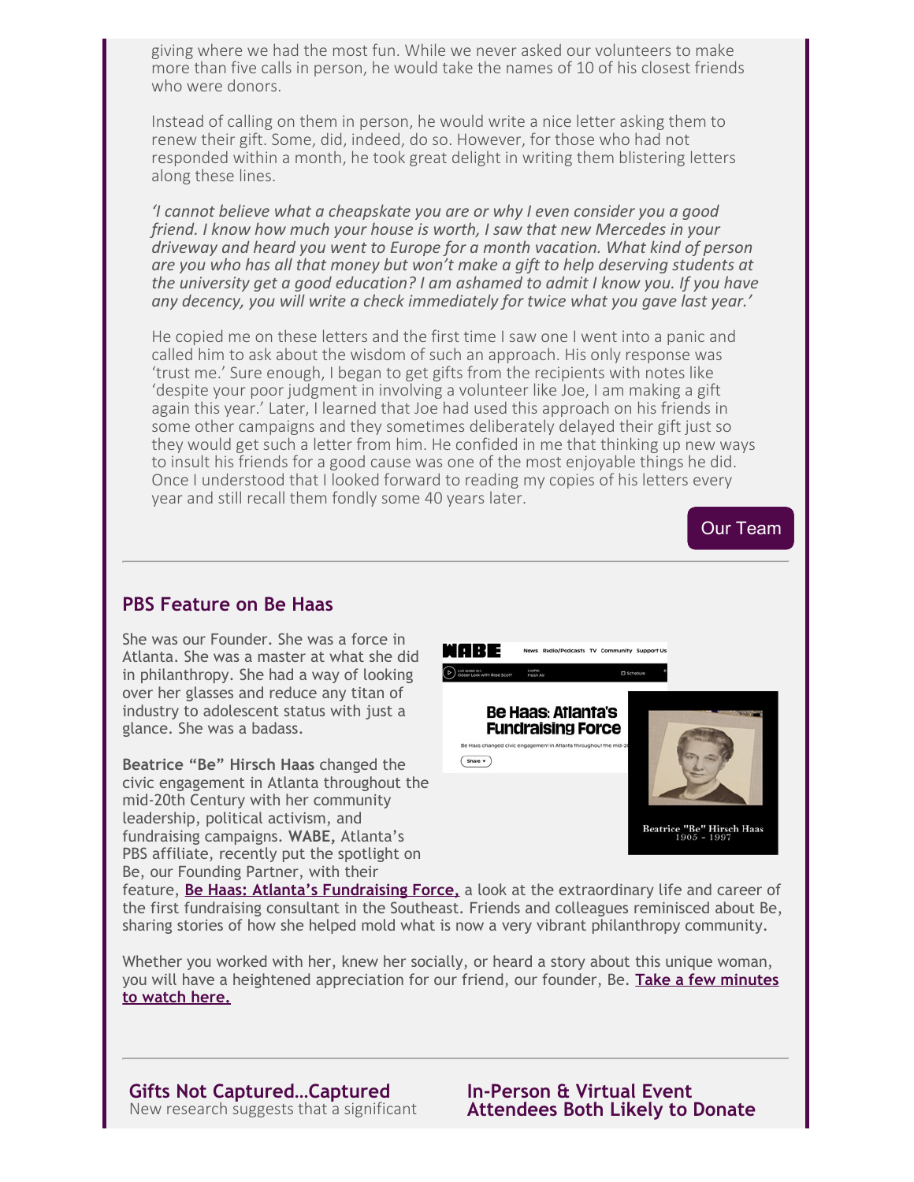giving where we had the most fun. While we never asked our volunteers to make more than five calls in person, he would take the names of 10 of his closest friends who were donors.

Instead of calling on them in person, he would write a nice letter asking them to renew their gift. Some, did, indeed, do so. However, for those who had not responded within a month, he took great delight in writing them blistering letters along these lines.

*'I cannot believe what a cheapskate you are or why I even consider you a good friend. I know how much your house is worth, I saw that new Mercedes in your driveway and heard you went to Europe for a month vacation. What kind of person are you who has all that money but won't make a gift to help deserving students at the university get a good education? I am ashamed to admit I know you. If you have any decency, you will write a check immediately for twice what you gave last year.'*

He copied me on these letters and the first time I saw one I went into a panic and called him to ask about the wisdom of such an approach. His only response was 'trust me.' Sure enough, I began to get gifts from the recipients with notes like 'despite your poor judgment in involving a volunteer like Joe, I am making a gift again this year.' Later, I learned that Joe had used this approach on his friends in some other campaigns and they sometimes deliberately delayed their gift just so they would get such a letter from him. He confided in me that thinking up new ways to insult his friends for a good cause was one of the most enjoyable things he did. Once I understood that I looked forward to reading my copies of his letters every year and still recall them fondly some 40 years later.

Our Team

---

## PBS Feature on Be Haas

She was our Founder. She was a force in Atlanta. She was a master at what she did in philanthropy. She had a way of looking over her glasses and reduce any titan of industry to adolescent status with just a glance. She was a badass.

**Beatrice "Be" Hirsch Haas** changed the civic engagement in Atlanta throughout the mid-20th Century with her community leadership, political activism, and fundraising campaigns. **WABE,** Atlanta's PBS affiliate, recently put the spotlight on Be, our Founding Partner, with their feature, **Be Haas: Atlanta's Fundraising Force,** a look at the extraordinary life and career of the first fundraising consultant in the Southeast. Friends and colleagues reminisced about Be, sharing stories of how she helped mold what is now a very vibrant philanthropy community.

Whether you worked with her, knew her socially, or heard a story about this unique woman, you will have a heightened appreciation for our friend, our founder, Be. **Take a few minutes to watch here.**

---

### Gifts Not Captured...Captured

New research suggests that a significant

### In-Person & Virtual Event Attendees Both Likely to Donate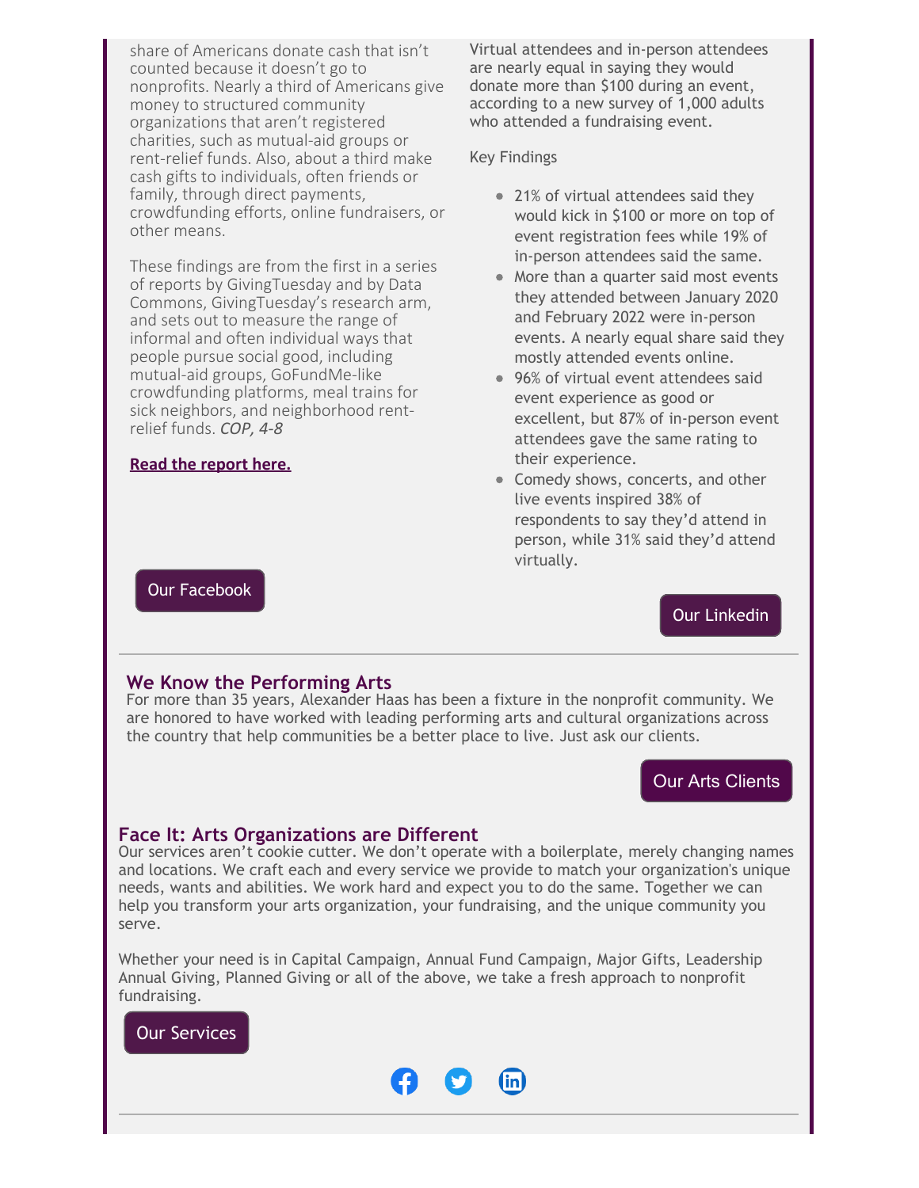share of Americans donate cash that isn't counted because it doesn't go to nonprofits. Nearly a third of Americans give money to structured community organizations that aren't registered charities, such as mutual-aid groups or rent-relief funds. Also, about a third make cash gifts to individuals, often friends or family, through direct payments, crowdfunding efforts, online fundraisers, or other means.

These findings are from the first in a series of reports by GivingTuesday and by Data Commons, GivingTuesday's research arm, and sets out to measure the range of informal and often individual ways that people pursue social good, including mutual-aid groups, GoFundMe-like crowdfunding platforms, meal trains for sick neighbors, and neighborhood rent-relief funds. *COP, 4-8*

**Read the report here.**

Our Facebook

Virtual attendees and in-person attendees are nearly equal in saying they would donate more than $100 during an event, according to a new survey of 1,000 adults who attended a fundraising event.

Key Findings

- 21% of virtual attendees said they would kick in $100 or more on top of event registration fees while 19% of in-person attendees said the same.
- More than a quarter said most events they attended between January 2020 and February 2022 were in-person events. A nearly equal share said they mostly attended events online.
- 96% of virtual event attendees said event experience as good or excellent, but 87% of in-person event attendees gave the same rating to their experience.
- Comedy shows, concerts, and other live events inspired 38% of respondents to say they'd attend in person, while 31% said they'd attend virtually.

Our Linkedin

## We Know the Performing Arts

For more than 35 years, Alexander Haas has been a fixture in the nonprofit community. We are honored to have worked with leading performing arts and cultural organizations across the country that help communities be a better place to live. Just ask our clients.

Our Arts Clients

## Face It: Arts Organizations are Different

Our services aren't cookie cutter. We don't operate with a boilerplate, merely changing names and locations. We craft each and every service we provide to match your organization's unique needs, wants and abilities. We work hard and expect you to do the same. Together we can help you transform your arts organization, your fundraising, and the unique community you serve.

Whether your need is in Capital Campaign, Annual Fund Campaign, Major Gifts, Leadership Annual Giving, Planned Giving or all of the above, we take a fresh approach to nonprofit fundraising.

Our Services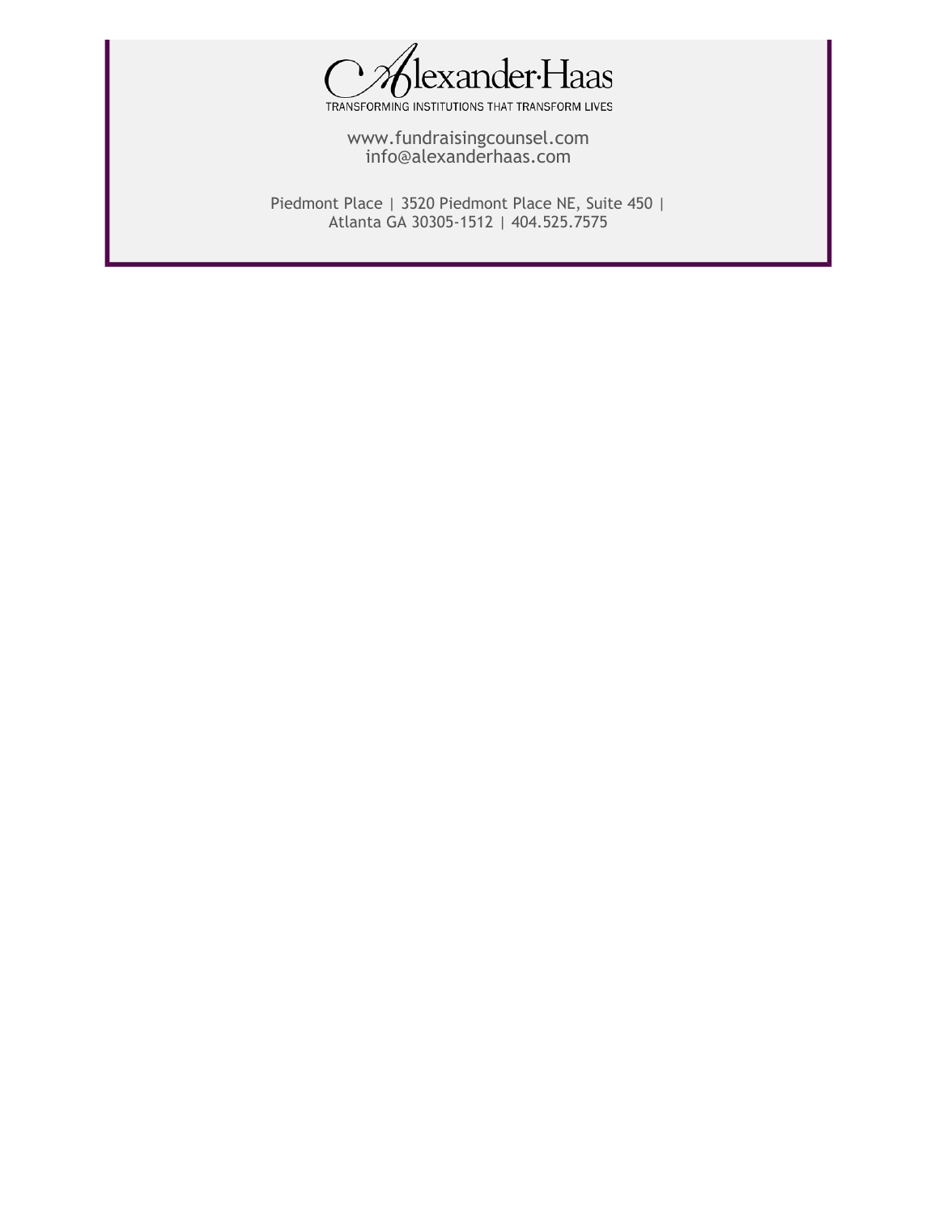Alexander·Haas

TRANSFORMING INSTITUTIONS THAT TRANSFORM LIVES

www.fundraisingcounsel.com
info@alexanderhaas.com

Piedmont Place | 3520 Piedmont Place NE, Suite 450 |
Atlanta GA 30305-1512 | 404.525.7575